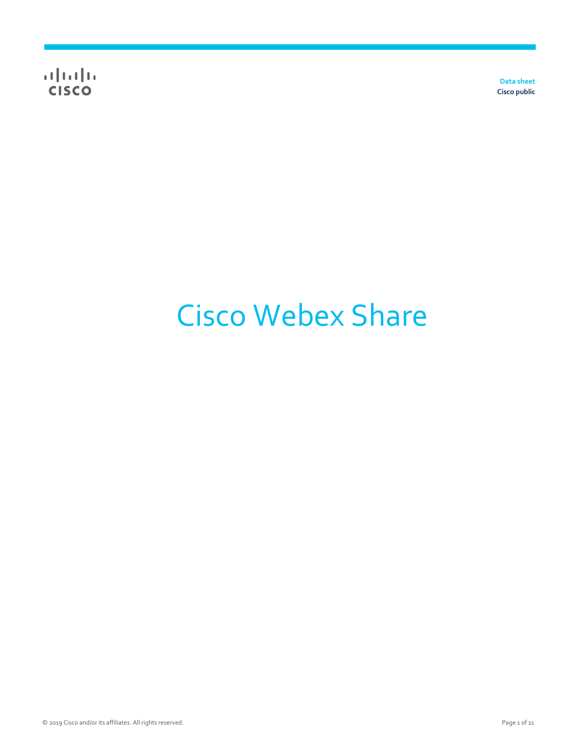Data sheet
Cisco public

# Cisco Webex Share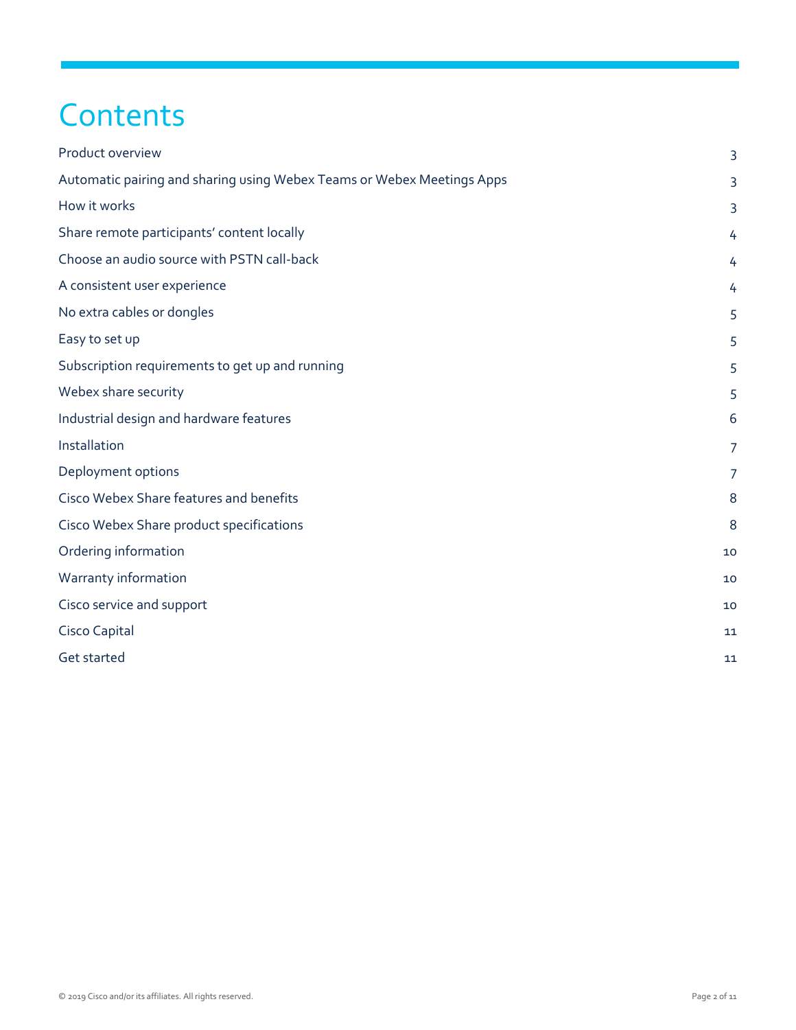# Contents

| | |
|---|---|
| Product overview | 3 |
| Automatic pairing and sharing using Webex Teams or Webex Meetings Apps | 3 |
| How it works | 3 |
| Share remote participants' content locally | 4 |
| Choose an audio source with PSTN call-back | 4 |
| A consistent user experience | 4 |
| No extra cables or dongles | 5 |
| Easy to set up | 5 |
| Subscription requirements to get up and running | 5 |
| Webex share security | 5 |
| Industrial design and hardware features | 6 |
| Installation | 7 |
| Deployment options | 7 |
| Cisco Webex Share features and benefits | 8 |
| Cisco Webex Share product specifications | 8 |
| Ordering information | 10 |
| Warranty information | 10 |
| Cisco service and support | 10 |
| Cisco Capital | 11 |
| Get started | 11 |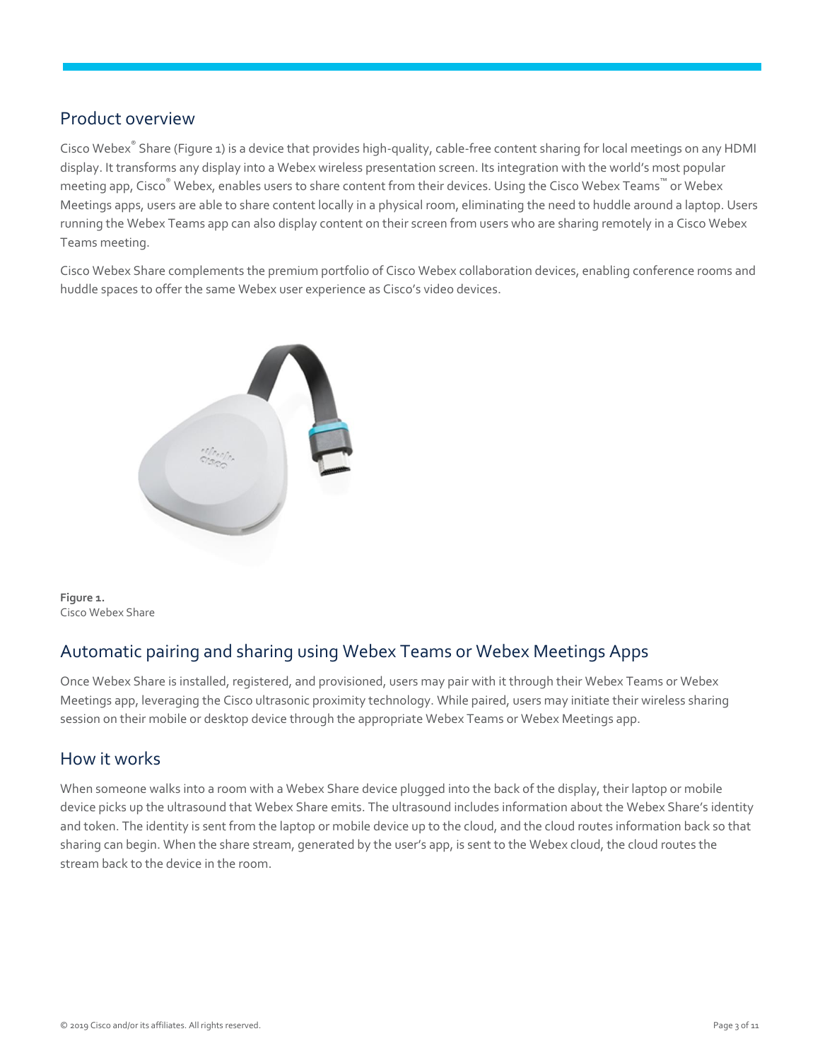## Product overview

Cisco Webex® Share (Figure 1) is a device that provides high-quality, cable-free content sharing for local meetings on any HDMI display. It transforms any display into a Webex wireless presentation screen. Its integration with the world's most popular meeting app, Cisco® Webex, enables users to share content from their devices. Using the Cisco Webex Teams™ or Webex Meetings apps, users are able to share content locally in a physical room, eliminating the need to huddle around a laptop. Users running the Webex Teams app can also display content on their screen from users who are sharing remotely in a Cisco Webex Teams meeting.

Cisco Webex Share complements the premium portfolio of Cisco Webex collaboration devices, enabling conference rooms and huddle spaces to offer the same Webex user experience as Cisco's video devices.

**Figure 1.**
Cisco Webex Share

## Automatic pairing and sharing using Webex Teams or Webex Meetings Apps

Once Webex Share is installed, registered, and provisioned, users may pair with it through their Webex Teams or Webex Meetings app, leveraging the Cisco ultrasonic proximity technology. While paired, users may initiate their wireless sharing session on their mobile or desktop device through the appropriate Webex Teams or Webex Meetings app.

## How it works

When someone walks into a room with a Webex Share device plugged into the back of the display, their laptop or mobile device picks up the ultrasound that Webex Share emits. The ultrasound includes information about the Webex Share's identity and token. The identity is sent from the laptop or mobile device up to the cloud, and the cloud routes information back so that sharing can begin. When the share stream, generated by the user's app, is sent to the Webex cloud, the cloud routes the stream back to the device in the room.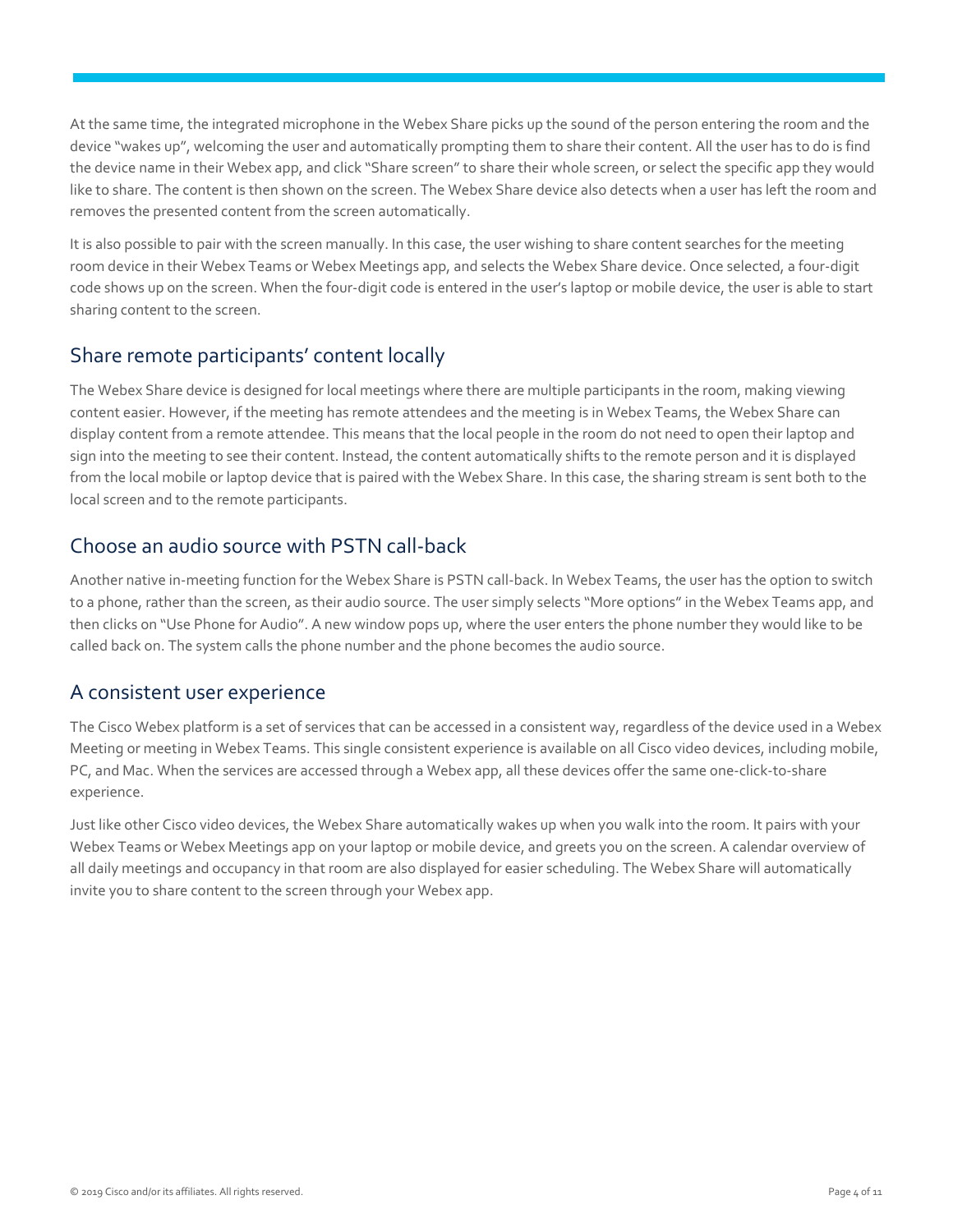At the same time, the integrated microphone in the Webex Share picks up the sound of the person entering the room and the device "wakes up", welcoming the user and automatically prompting them to share their content. All the user has to do is find the device name in their Webex app, and click "Share screen" to share their whole screen, or select the specific app they would like to share. The content is then shown on the screen. The Webex Share device also detects when a user has left the room and removes the presented content from the screen automatically.

It is also possible to pair with the screen manually. In this case, the user wishing to share content searches for the meeting room device in their Webex Teams or Webex Meetings app, and selects the Webex Share device. Once selected, a four-digit code shows up on the screen. When the four-digit code is entered in the user's laptop or mobile device, the user is able to start sharing content to the screen.

## Share remote participants' content locally

The Webex Share device is designed for local meetings where there are multiple participants in the room, making viewing content easier. However, if the meeting has remote attendees and the meeting is in Webex Teams, the Webex Share can display content from a remote attendee. This means that the local people in the room do not need to open their laptop and sign into the meeting to see their content. Instead, the content automatically shifts to the remote person and it is displayed from the local mobile or laptop device that is paired with the Webex Share. In this case, the sharing stream is sent both to the local screen and to the remote participants.

## Choose an audio source with PSTN call-back

Another native in-meeting function for the Webex Share is PSTN call-back. In Webex Teams, the user has the option to switch to a phone, rather than the screen, as their audio source. The user simply selects "More options" in the Webex Teams app, and then clicks on "Use Phone for Audio". A new window pops up, where the user enters the phone number they would like to be called back on. The system calls the phone number and the phone becomes the audio source.

## A consistent user experience

The Cisco Webex platform is a set of services that can be accessed in a consistent way, regardless of the device used in a Webex Meeting or meeting in Webex Teams. This single consistent experience is available on all Cisco video devices, including mobile, PC, and Mac. When the services are accessed through a Webex app, all these devices offer the same one-click-to-share experience.

Just like other Cisco video devices, the Webex Share automatically wakes up when you walk into the room. It pairs with your Webex Teams or Webex Meetings app on your laptop or mobile device, and greets you on the screen. A calendar overview of all daily meetings and occupancy in that room are also displayed for easier scheduling. The Webex Share will automatically invite you to share content to the screen through your Webex app.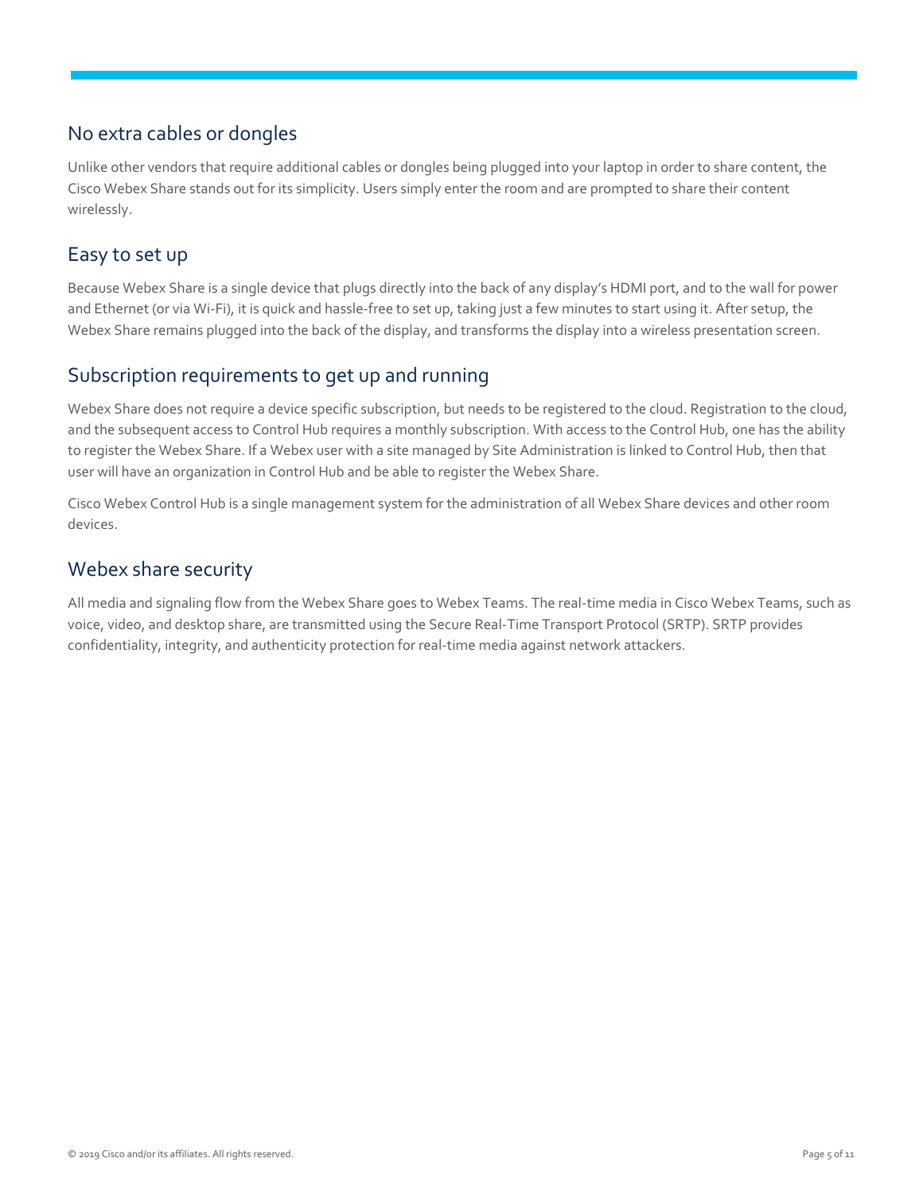## No extra cables or dongles

Unlike other vendors that require additional cables or dongles being plugged into your laptop in order to share content, the Cisco Webex Share stands out for its simplicity. Users simply enter the room and are prompted to share their content wirelessly.

## Easy to set up

Because Webex Share is a single device that plugs directly into the back of any display's HDMI port, and to the wall for power and Ethernet (or via Wi-Fi), it is quick and hassle-free to set up, taking just a few minutes to start using it. After setup, the Webex Share remains plugged into the back of the display, and transforms the display into a wireless presentation screen.

## Subscription requirements to get up and running

Webex Share does not require a device specific subscription, but needs to be registered to the cloud. Registration to the cloud, and the subsequent access to Control Hub requires a monthly subscription. With access to the Control Hub, one has the ability to register the Webex Share. If a Webex user with a site managed by Site Administration is linked to Control Hub, then that user will have an organization in Control Hub and be able to register the Webex Share.

Cisco Webex Control Hub is a single management system for the administration of all Webex Share devices and other room devices.

## Webex share security

All media and signaling flow from the Webex Share goes to Webex Teams. The real-time media in Cisco Webex Teams, such as voice, video, and desktop share, are transmitted using the Secure Real-Time Transport Protocol (SRTP). SRTP provides confidentiality, integrity, and authenticity protection for real-time media against network attackers.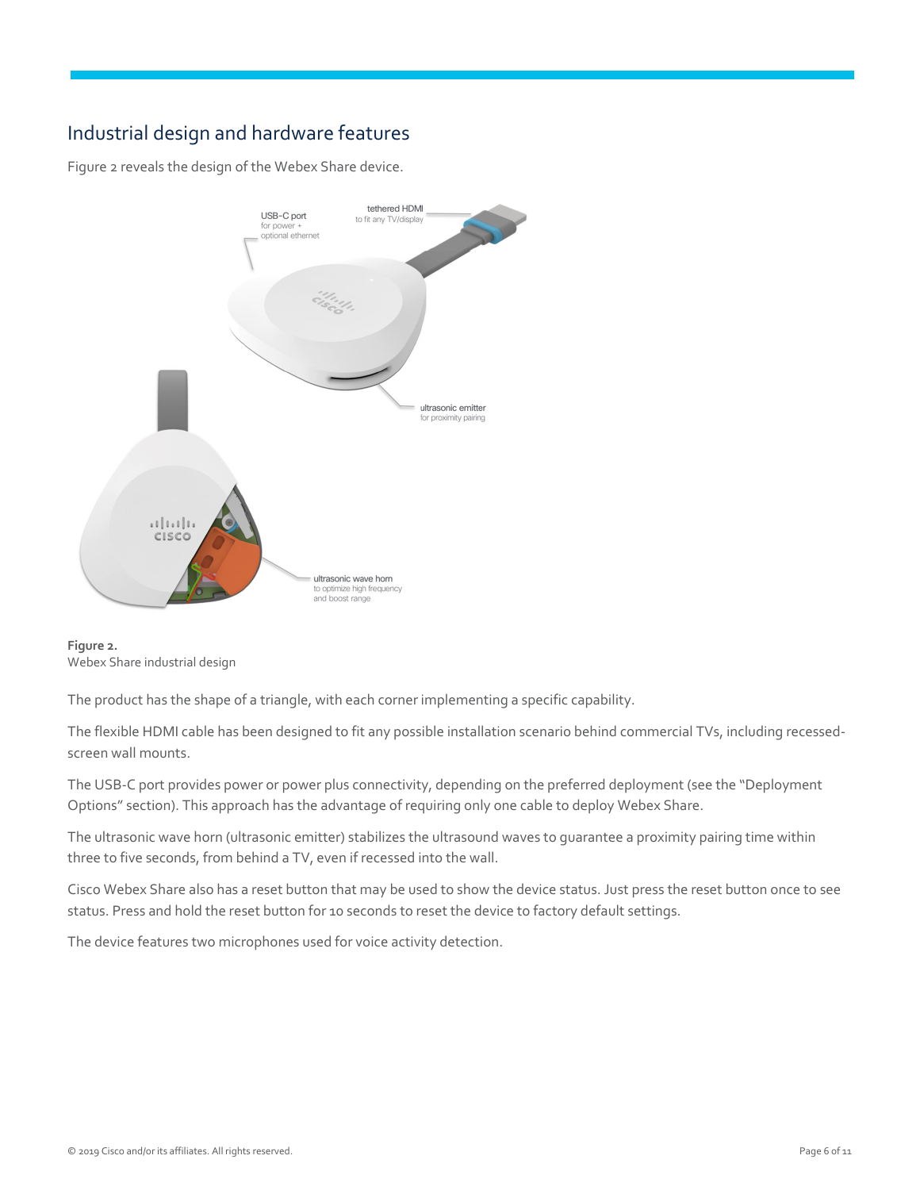## Industrial design and hardware features

Figure 2 reveals the design of the Webex Share device.

**Figure 2.**
Webex Share industrial design

The product has the shape of a triangle, with each corner implementing a specific capability.

The flexible HDMI cable has been designed to fit any possible installation scenario behind commercial TVs, including recessed-screen wall mounts.

The USB-C port provides power or power plus connectivity, depending on the preferred deployment (see the "Deployment Options" section). This approach has the advantage of requiring only one cable to deploy Webex Share.

The ultrasonic wave horn (ultrasonic emitter) stabilizes the ultrasound waves to guarantee a proximity pairing time within three to five seconds, from behind a TV, even if recessed into the wall.

Cisco Webex Share also has a reset button that may be used to show the device status. Just press the reset button once to see status. Press and hold the reset button for 10 seconds to reset the device to factory default settings.

The device features two microphones used for voice activity detection.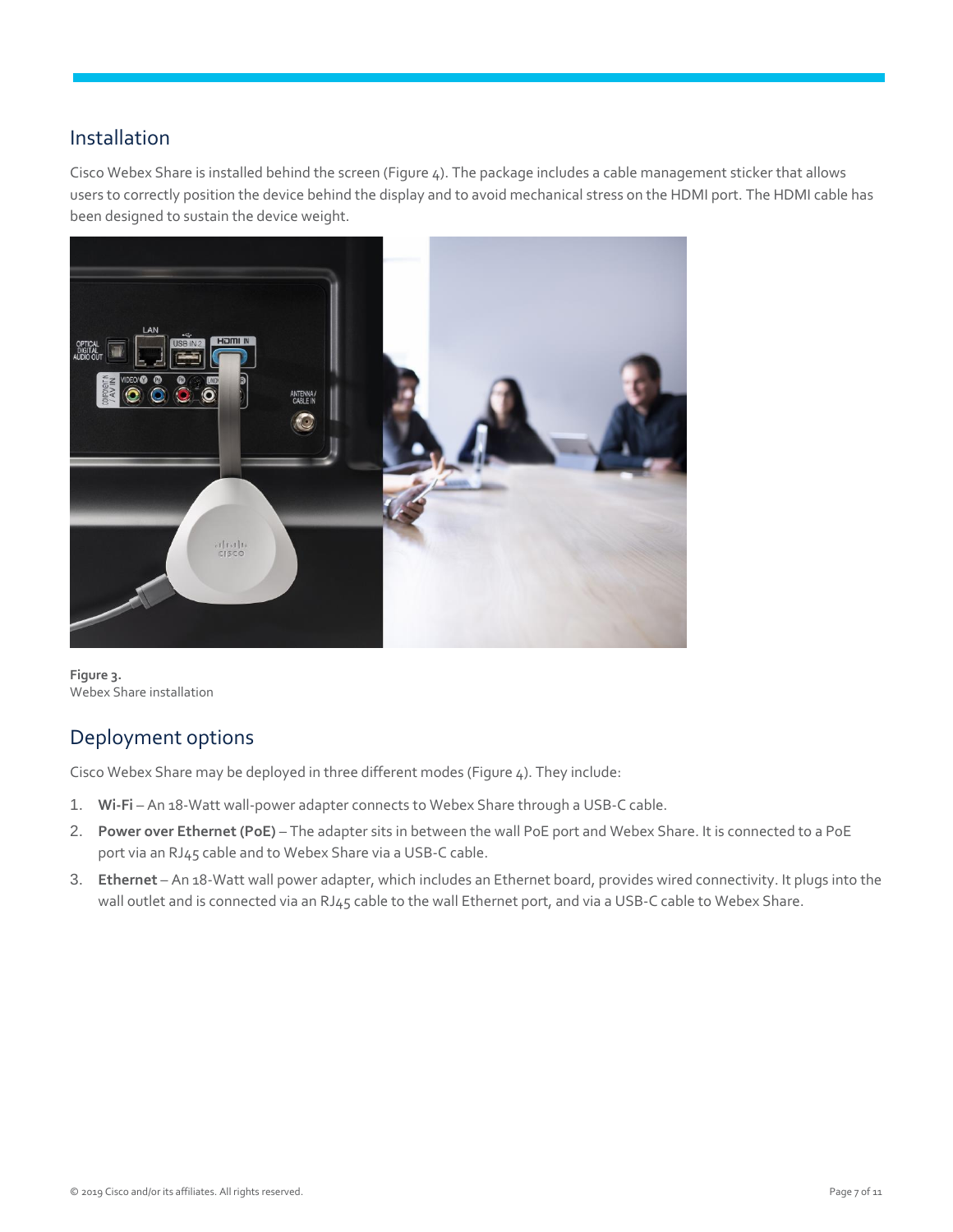## Installation

Cisco Webex Share is installed behind the screen (Figure 4). The package includes a cable management sticker that allows users to correctly position the device behind the display and to avoid mechanical stress on the HDMI port. The HDMI cable has been designed to sustain the device weight.

**Figure 3.**
Webex Share installation

## Deployment options

Cisco Webex Share may be deployed in three different modes (Figure 4). They include:

1. **Wi-Fi** – An 18-Watt wall-power adapter connects to Webex Share through a USB-C cable.
2. **Power over Ethernet (PoE)** – The adapter sits in between the wall PoE port and Webex Share. It is connected to a PoE port via an RJ45 cable and to Webex Share via a USB-C cable.
3. **Ethernet** – An 18-Watt wall power adapter, which includes an Ethernet board, provides wired connectivity. It plugs into the wall outlet and is connected via an RJ45 cable to the wall Ethernet port, and via a USB-C cable to Webex Share.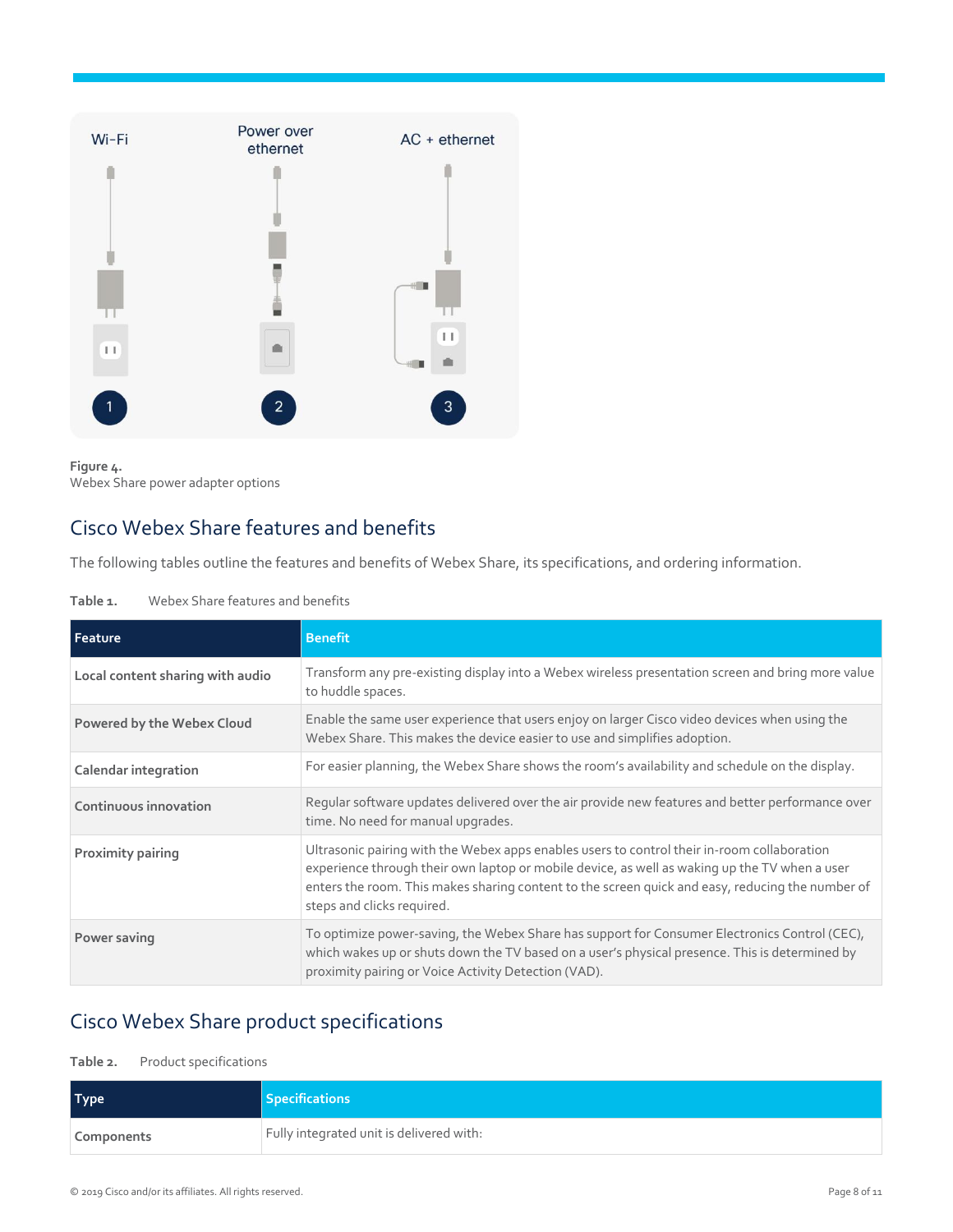**Figure 4.**
Webex Share power adapter options

## Cisco Webex Share features and benefits

The following tables outline the features and benefits of Webex Share, its specifications, and ordering information.

**Table 1.** Webex Share features and benefits

| Feature | Benefit |
| --- | --- |
| **Local content sharing with audio** | Transform any pre-existing display into a Webex wireless presentation screen and bring more value to huddle spaces. |
| **Powered by the Webex Cloud** | Enable the same user experience that users enjoy on larger Cisco video devices when using the Webex Share. This makes the device easier to use and simplifies adoption. |
| **Calendar integration** | For easier planning, the Webex Share shows the room's availability and schedule on the display. |
| **Continuous innovation** | Regular software updates delivered over the air provide new features and better performance over time. No need for manual upgrades. |
| **Proximity pairing** | Ultrasonic pairing with the Webex apps enables users to control their in-room collaboration experience through their own laptop or mobile device, as well as waking up the TV when a user enters the room. This makes sharing content to the screen quick and easy, reducing the number of steps and clicks required. |
| **Power saving** | To optimize power-saving, the Webex Share has support for Consumer Electronics Control (CEC), which wakes up or shuts down the TV based on a user's physical presence. This is determined by proximity pairing or Voice Activity Detection (VAD). |

## Cisco Webex Share product specifications

**Table 2.** Product specifications

| Type | Specifications |
| --- | --- |
| **Components** | Fully integrated unit is delivered with: |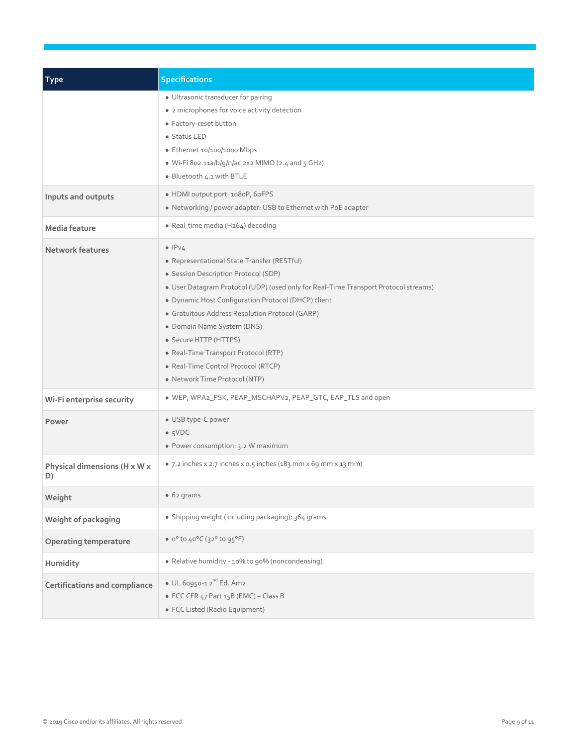| Type | Specifications |
| --- | --- |
| | • Ultrasonic transducer for pairing<br>• 2 microphones for voice activity detection<br>• Factory-reset button<br>• Status LED<br>• Ethernet 10/100/1000 Mbps<br>• Wi-Fi 802.11a/b/g/n/ac 2x2 MIMO (2.4 and 5 GHz)<br>• Bluetooth 4.1 with BTLE |
| **Inputs and outputs** | • HDMI output port: 1080P, 60FPS<br>• Networking / power adapter: USB to Ethernet with PoE adapter |
| **Media feature** | • Real-time media (H264) decoding |
| **Network features** | • IPv4<br>• Representational State Transfer (RESTful)<br>• Session Description Protocol (SDP)<br>• User Datagram Protocol (UDP) (used only for Real-Time Transport Protocol streams)<br>• Dynamic Host Configuration Protocol (DHCP) client<br>• Gratuitous Address Resolution Protocol (GARP)<br>• Domain Name System (DNS)<br>• Secure HTTP (HTTPS)<br>• Real-Time Transport Protocol (RTP)<br>• Real-Time Control Protocol (RTCP)<br>• Network Time Protocol (NTP) |
| **Wi-Fi enterprise security** | • WEP, WPA2_PSK, PEAP_MSCHAPV2, PEAP_GTC, EAP_TLS and open |
| **Power** | • USB type-C power<br>• 5VDC<br>• Power consumption: 3.2 W maximum |
| **Physical dimensions (H x W x D)** | • 7.2 inches x 2.7 inches x 0.5 inches (183 mm x 69 mm x 13 mm) |
| **Weight** | • 62 grams |
| **Weight of packaging** | • Shipping weight (including packaging): 364 grams |
| **Operating temperature** | • 0° to 40°C (32° to 95°F) |
| **Humidity** | • Relative humidity - 10% to 90% (noncondensing) |
| **Certifications and compliance** | • UL 60950-1 2nd Ed. Am2<br>• FCC CFR 47 Part 15B (EMC) – Class B<br>• FCC Listed (Radio Equipment) |

© 2019 Cisco and/or its affiliates. All rights reserved.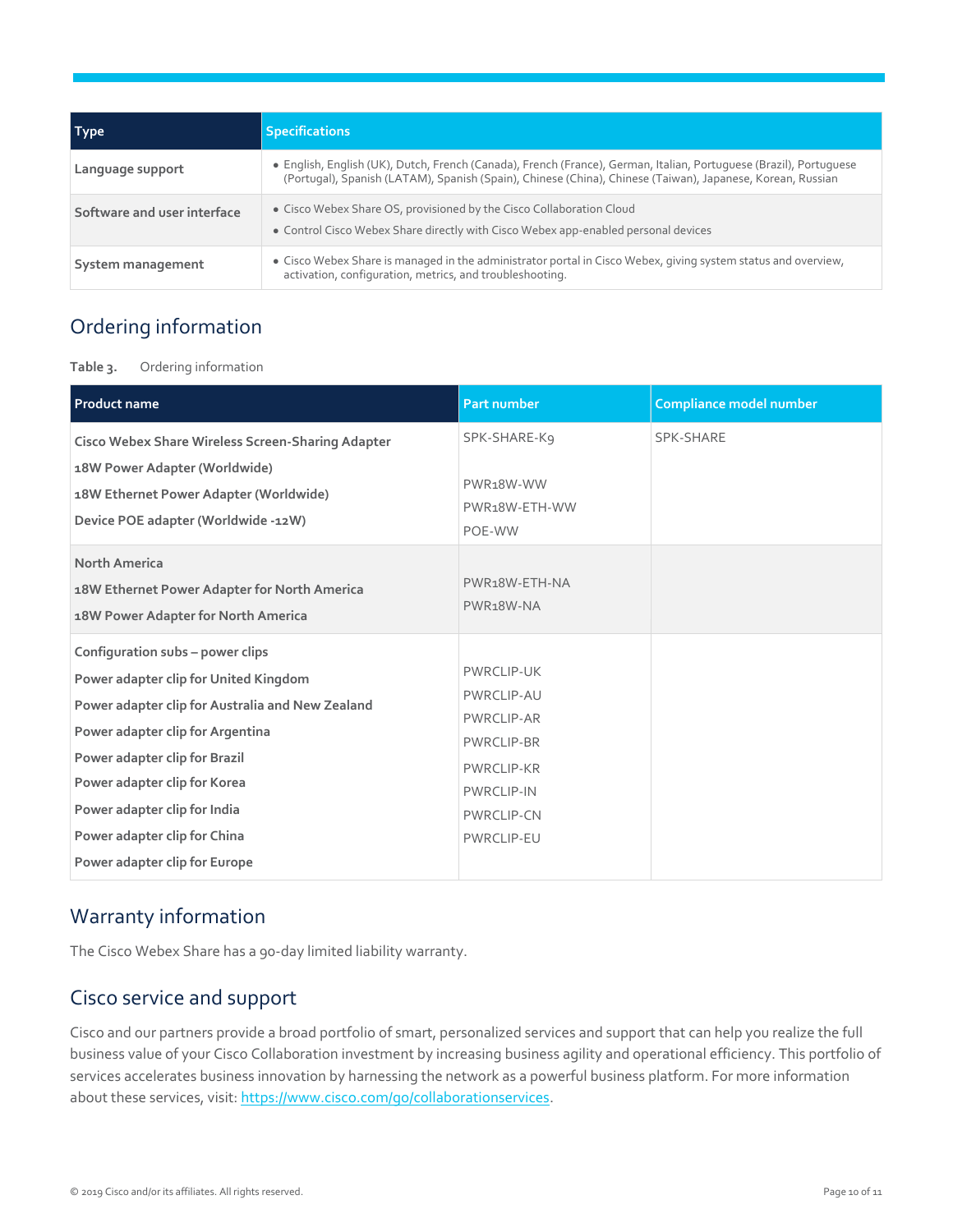| Type | Specifications |
| --- | --- |
| Language support | • English, English (UK), Dutch, French (Canada), French (France), German, Italian, Portuguese (Brazil), Portuguese (Portugal), Spanish (LATAM), Spanish (Spain), Chinese (China), Chinese (Taiwan), Japanese, Korean, Russian |
| Software and user interface | • Cisco Webex Share OS, provisioned by the Cisco Collaboration Cloud<br>• Control Cisco Webex Share directly with Cisco Webex app-enabled personal devices |
| System management | • Cisco Webex Share is managed in the administrator portal in Cisco Webex, giving system status and overview, activation, configuration, metrics, and troubleshooting. |

## Ordering information

**Table 3.** Ordering information

| Product name | Part number | Compliance model number |
| --- | --- | --- |
| **Cisco Webex Share Wireless Screen-Sharing Adapter**<br>**18W Power Adapter (Worldwide)**<br>**18W Ethernet Power Adapter (Worldwide)**<br>**Device POE adapter (Worldwide -12W)** | SPK-SHARE-K9<br><br>PWR18W-WW<br>PWR18W-ETH-WW<br>POE-WW | SPK-SHARE |
| **North America**<br>**18W Ethernet Power Adapter for North America**<br>**18W Power Adapter for North America** | PWR18W-ETH-NA<br>PWR18W-NA | |
| **Configuration subs – power clips**<br>**Power adapter clip for United Kingdom**<br>**Power adapter clip for Australia and New Zealand**<br>**Power adapter clip for Argentina**<br>**Power adapter clip for Brazil**<br>**Power adapter clip for Korea**<br>**Power adapter clip for India**<br>**Power adapter clip for China**<br>**Power adapter clip for Europe** | PWRCLIP-UK<br>PWRCLIP-AU<br>PWRCLIP-AR<br>PWRCLIP-BR<br>PWRCLIP-KR<br>PWRCLIP-IN<br>PWRCLIP-CN<br>PWRCLIP-EU | |

## Warranty information

The Cisco Webex Share has a 90-day limited liability warranty.

## Cisco service and support

Cisco and our partners provide a broad portfolio of smart, personalized services and support that can help you realize the full business value of your Cisco Collaboration investment by increasing business agility and operational efficiency. This portfolio of services accelerates business innovation by harnessing the network as a powerful business platform. For more information about these services, visit: https://www.cisco.com/go/collaborationservices.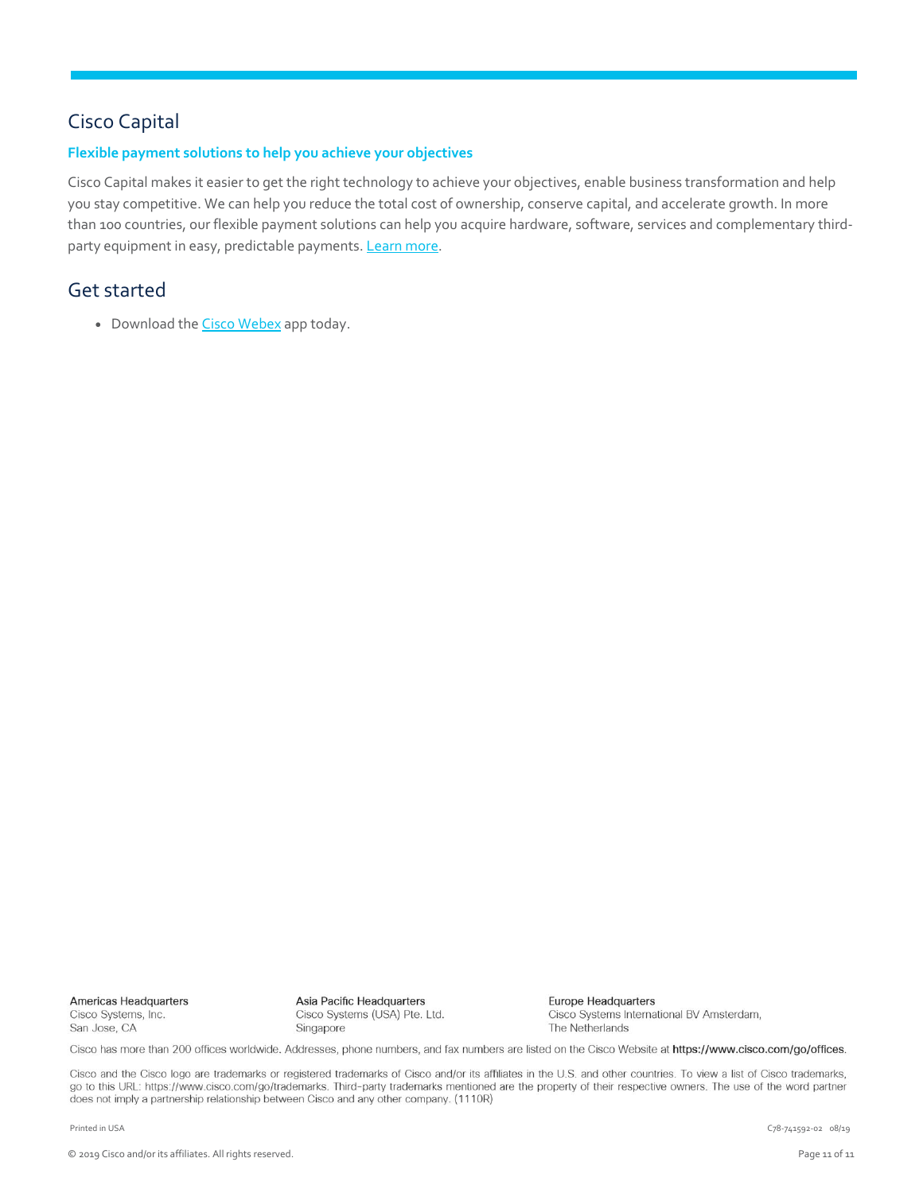## Cisco Capital

### Flexible payment solutions to help you achieve your objectives

Cisco Capital makes it easier to get the right technology to achieve your objectives, enable business transformation and help you stay competitive. We can help you reduce the total cost of ownership, conserve capital, and accelerate growth. In more than 100 countries, our flexible payment solutions can help you acquire hardware, software, services and complementary third-party equipment in easy, predictable payments. Learn more.

## Get started

- Download the Cisco Webex app today.

Americas Headquarters
Cisco Systems, Inc.
San Jose, CA

Asia Pacific Headquarters
Cisco Systems (USA) Pte. Ltd.
Singapore

Europe Headquarters
Cisco Systems International BV Amsterdam,
The Netherlands

Cisco has more than 200 offices worldwide. Addresses, phone numbers, and fax numbers are listed on the Cisco Website at **https://www.cisco.com/go/offices.**

Cisco and the Cisco logo are trademarks or registered trademarks of Cisco and/or its affiliates in the U.S. and other countries. To view a list of Cisco trademarks, go to this URL: https://www.cisco.com/go/trademarks. Third-party trademarks mentioned are the property of their respective owners. The use of the word partner does not imply a partnership relationship between Cisco and any other company. (1110R)

Printed in USA

C78-741592-02 08/19

© 2019 Cisco and/or its affiliates. All rights reserved.